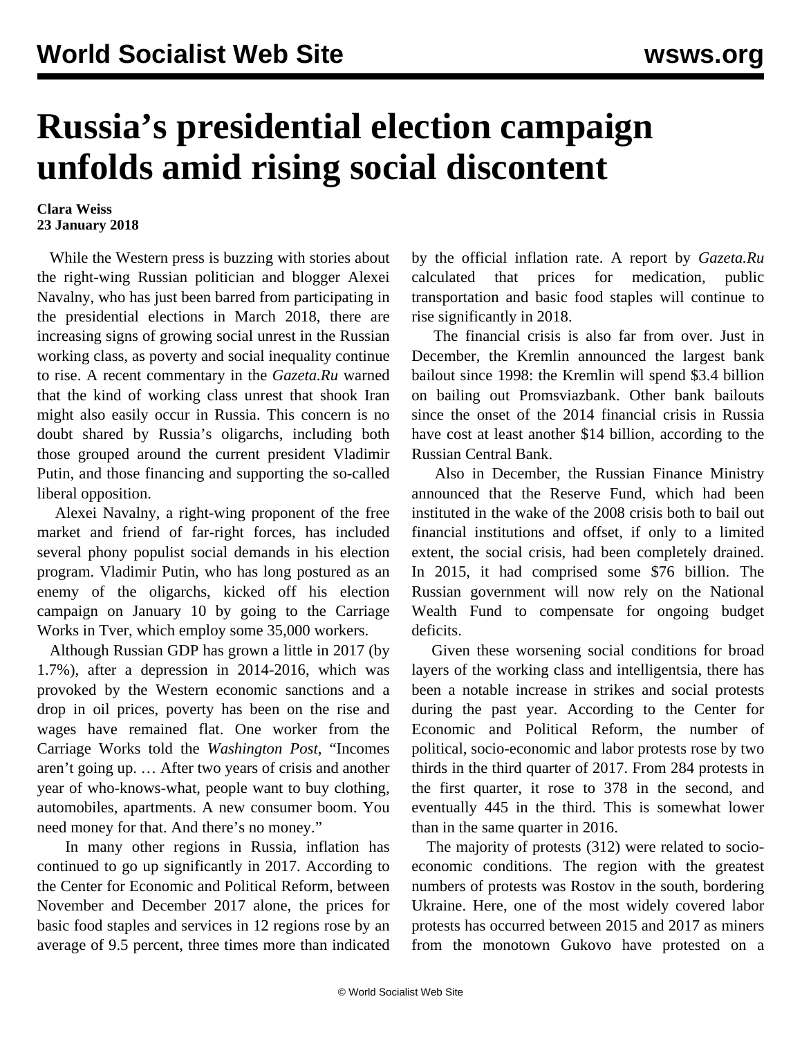// World Socialist Web Site — wsws.org

# Russia's presidential election campaign unfolds amid rising social discontent

**Clara Weiss**
**23 January 2018**

While the Western press is buzzing with stories about the right-wing Russian politician and blogger Alexei Navalny, who has just been barred from participating in the presidential elections in March 2018, there are increasing signs of growing social unrest in the Russian working class, as poverty and social inequality continue to rise. A recent commentary in the *Gazeta.Ru* warned that the kind of working class unrest that shook Iran might also easily occur in Russia. This concern is no doubt shared by Russia's oligarchs, including both those grouped around the current president Vladimir Putin, and those financing and supporting the so-called liberal opposition.

Alexei Navalny, a right-wing proponent of the free market and friend of far-right forces, has included several phony populist social demands in his election program. Vladimir Putin, who has long postured as an enemy of the oligarchs, kicked off his election campaign on January 10 by going to the Carriage Works in Tver, which employ some 35,000 workers.

Although Russian GDP has grown a little in 2017 (by 1.7%), after a depression in 2014-2016, which was provoked by the Western economic sanctions and a drop in oil prices, poverty has been on the rise and wages have remained flat. One worker from the Carriage Works told the *Washington Post*, "Incomes aren't going up. … After two years of crisis and another year of who-knows-what, people want to buy clothing, automobiles, apartments. A new consumer boom. You need money for that. And there's no money."

In many other regions in Russia, inflation has continued to go up significantly in 2017. According to the Center for Economic and Political Reform, between November and December 2017 alone, the prices for basic food staples and services in 12 regions rose by an average of 9.5 percent, three times more than indicated by the official inflation rate. A report by *Gazeta.Ru* calculated that prices for medication, public transportation and basic food staples will continue to rise significantly in 2018.

The financial crisis is also far from over. Just in December, the Kremlin announced the largest bank bailout since 1998: the Kremlin will spend $3.4 billion on bailing out Promsviazbank. Other bank bailouts since the onset of the 2014 financial crisis in Russia have cost at least another $14 billion, according to the Russian Central Bank.

Also in December, the Russian Finance Ministry announced that the Reserve Fund, which had been instituted in the wake of the 2008 crisis both to bail out financial institutions and offset, if only to a limited extent, the social crisis, had been completely drained. In 2015, it had comprised some $76 billion. The Russian government will now rely on the National Wealth Fund to compensate for ongoing budget deficits.

Given these worsening social conditions for broad layers of the working class and intelligentsia, there has been a notable increase in strikes and social protests during the past year. According to the Center for Economic and Political Reform, the number of political, socio-economic and labor protests rose by two thirds in the third quarter of 2017. From 284 protests in the first quarter, it rose to 378 in the second, and eventually 445 in the third. This is somewhat lower than in the same quarter in 2016.

The majority of protests (312) were related to socio-economic conditions. The region with the greatest numbers of protests was Rostov in the south, bordering Ukraine. Here, one of the most widely covered labor protests has occurred between 2015 and 2017 as miners from the monotown Gukovo have protested on a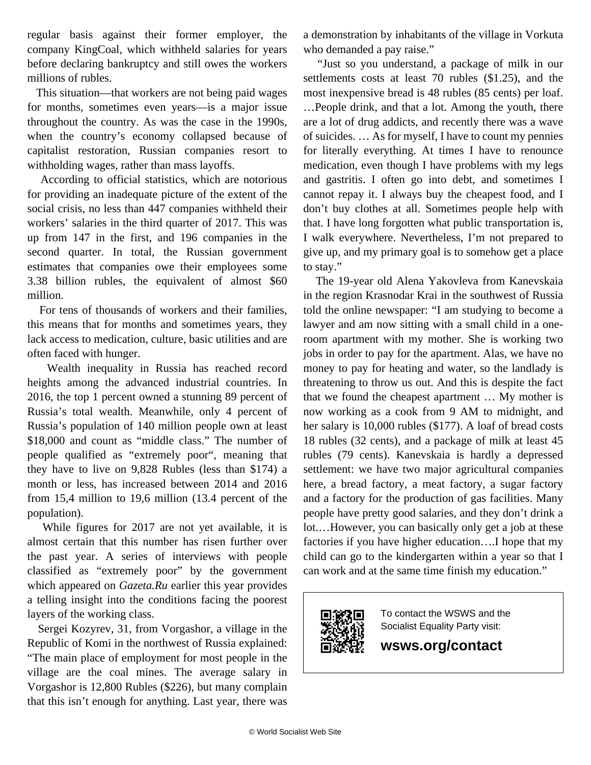regular basis against their former employer, the company KingCoal, which withheld salaries for years before declaring bankruptcy and still owes the workers millions of rubles.

This situation—that workers are not being paid wages for months, sometimes even years—is a major issue throughout the country. As was the case in the 1990s, when the country's economy collapsed because of capitalist restoration, Russian companies resort to withholding wages, rather than mass layoffs.

According to official statistics, which are notorious for providing an inadequate picture of the extent of the social crisis, no less than 447 companies withheld their workers' salaries in the third quarter of 2017. This was up from 147 in the first, and 196 companies in the second quarter. In total, the Russian government estimates that companies owe their employees some 3.38 billion rubles, the equivalent of almost $60 million.

For tens of thousands of workers and their families, this means that for months and sometimes years, they lack access to medication, culture, basic utilities and are often faced with hunger.

Wealth inequality in Russia has reached record heights among the advanced industrial countries. In 2016, the top 1 percent owned a stunning 89 percent of Russia's total wealth. Meanwhile, only 4 percent of Russia's population of 140 million people own at least $18,000 and count as "middle class." The number of people qualified as "extremely poor", meaning that they have to live on 9,828 Rubles (less than $174) a month or less, has increased between 2014 and 2016 from 15,4 million to 19,6 million (13.4 percent of the population).

While figures for 2017 are not yet available, it is almost certain that this number has risen further over the past year. A series of interviews with people classified as "extremely poor" by the government which appeared on *Gazeta.Ru* earlier this year provides a telling insight into the conditions facing the poorest layers of the working class.

Sergei Kozyrev, 31, from Vorgashor, a village in the Republic of Komi in the northwest of Russia explained: "The main place of employment for most people in the village are the coal mines. The average salary in Vorgashor is 12,800 Rubles ($226), but many complain that this isn't enough for anything. Last year, there was a demonstration by inhabitants of the village in Vorkuta who demanded a pay raise."

"Just so you understand, a package of milk in our settlements costs at least 70 rubles ($1.25), and the most inexpensive bread is 48 rubles (85 cents) per loaf. …People drink, and that a lot. Among the youth, there are a lot of drug addicts, and recently there was a wave of suicides. … As for myself, I have to count my pennies for literally everything. At times I have to renounce medication, even though I have problems with my legs and gastritis. I often go into debt, and sometimes I cannot repay it. I always buy the cheapest food, and I don't buy clothes at all. Sometimes people help with that. I have long forgotten what public transportation is, I walk everywhere. Nevertheless, I'm not prepared to give up, and my primary goal is to somehow get a place to stay."

The 19-year old Alena Yakovleva from Kanevskaia in the region Krasnodar Krai in the southwest of Russia told the online newspaper: "I am studying to become a lawyer and am now sitting with a small child in a one-room apartment with my mother. She is working two jobs in order to pay for the apartment. Alas, we have no money to pay for heating and water, so the landlady is threatening to throw us out. And this is despite the fact that we found the cheapest apartment … My mother is now working as a cook from 9 AM to midnight, and her salary is 10,000 rubles ($177). A loaf of bread costs 18 rubles (32 cents), and a package of milk at least 45 rubles (79 cents). Kanevskaia is hardly a depressed settlement: we have two major agricultural companies here, a bread factory, a meat factory, a sugar factory and a factory for the production of gas facilities. Many people have pretty good salaries, and they don't drink a lot.…However, you can basically only get a job at these factories if you have higher education….I hope that my child can go to the kindergarten within a year so that I can work and at the same time finish my education."

To contact the WSWS and the Socialist Equality Party visit:

**wsws.org/contact**